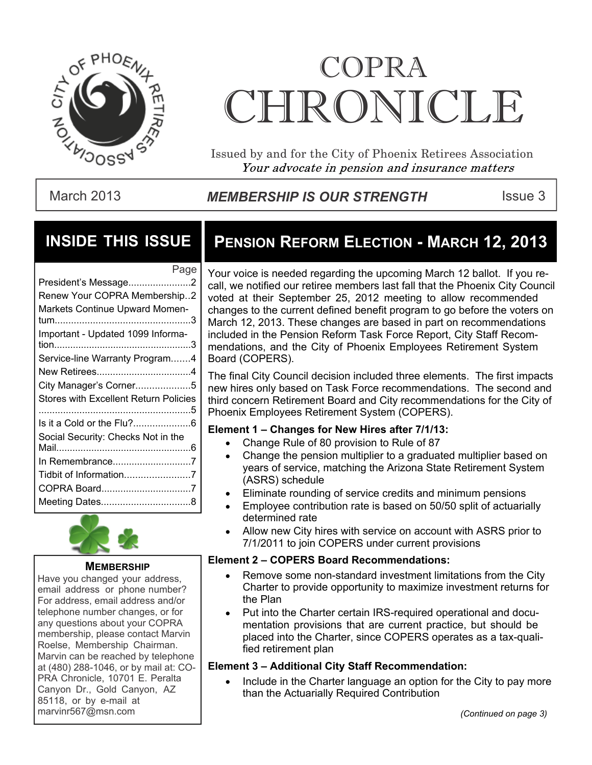# COPRA CHRONICLE

Issued by and for the City of Phoenix Retirees Association

*Your advocate in pension and insurance matters*

March 2013 | ***MEMBERSHIP IS OUR STRENGTH*** | Issue 3

## INSIDE THIS ISSUE

| | Page |
|---|---|
| President's Message | 2 |
| Renew Your COPRA Membership | 2 |
| Markets Continue Upward Momentum | 3 |
| Important - Updated 1099 Information | 3 |
| Service-line Warranty Program | 4 |
| New Retirees | 4 |
| City Manager's Corner | 5 |
| Stores with Excellent Return Policies | 5 |
| Is it a Cold or the Flu? | 6 |
| Social Security: Checks Not in the Mail | 6 |
| In Remembrance | 7 |
| Tidbit of Information | 7 |
| COPRA Board | 7 |
| Meeting Dates | 8 |

### MEMBERSHIP

Have you changed your address, email address or phone number? For address, email address and/or telephone number changes, or for any questions about your COPRA membership, please contact Marvin Roelse, Membership Chairman. Marvin can be reached by telephone at (480) 288-1046, or by mail at: COPRA Chronicle, 10701 E. Peralta Canyon Dr., Gold Canyon, AZ 85118, or by e-mail at marvinr567@msn.com

## PENSION REFORM ELECTION - MARCH 12, 2013

Your voice is needed regarding the upcoming March 12 ballot. If you recall, we notified our retiree members last fall that the Phoenix City Council voted at their September 25, 2012 meeting to allow recommended changes to the current defined benefit program to go before the voters on March 12, 2013. These changes are based in part on recommendations included in the Pension Reform Task Force Report, City Staff Recommendations, and the City of Phoenix Employees Retirement System Board (COPERS).

The final City Council decision included three elements. The first impacts new hires only based on Task Force recommendations. The second and third concern Retirement Board and City recommendations for the City of Phoenix Employees Retirement System (COPERS).

**Element 1 – Changes for New Hires after 7/1/13:**

- Change Rule of 80 provision to Rule of 87
- Change the pension multiplier to a graduated multiplier based on years of service, matching the Arizona State Retirement System (ASRS) schedule
- Eliminate rounding of service credits and minimum pensions
- Employee contribution rate is based on 50/50 split of actuarially determined rate
- Allow new City hires with service on account with ASRS prior to 7/1/2011 to join COPERS under current provisions

**Element 2 – COPERS Board Recommendations:**

- Remove some non-standard investment limitations from the City Charter to provide opportunity to maximize investment returns for the Plan
- Put into the Charter certain IRS-required operational and documentation provisions that are current practice, but should be placed into the Charter, since COPERS operates as a tax-qualified retirement plan

**Element 3 – Additional City Staff Recommendation:**

- Include in the Charter language an option for the City to pay more than the Actuarially Required Contribution

*(Continued on page 3)*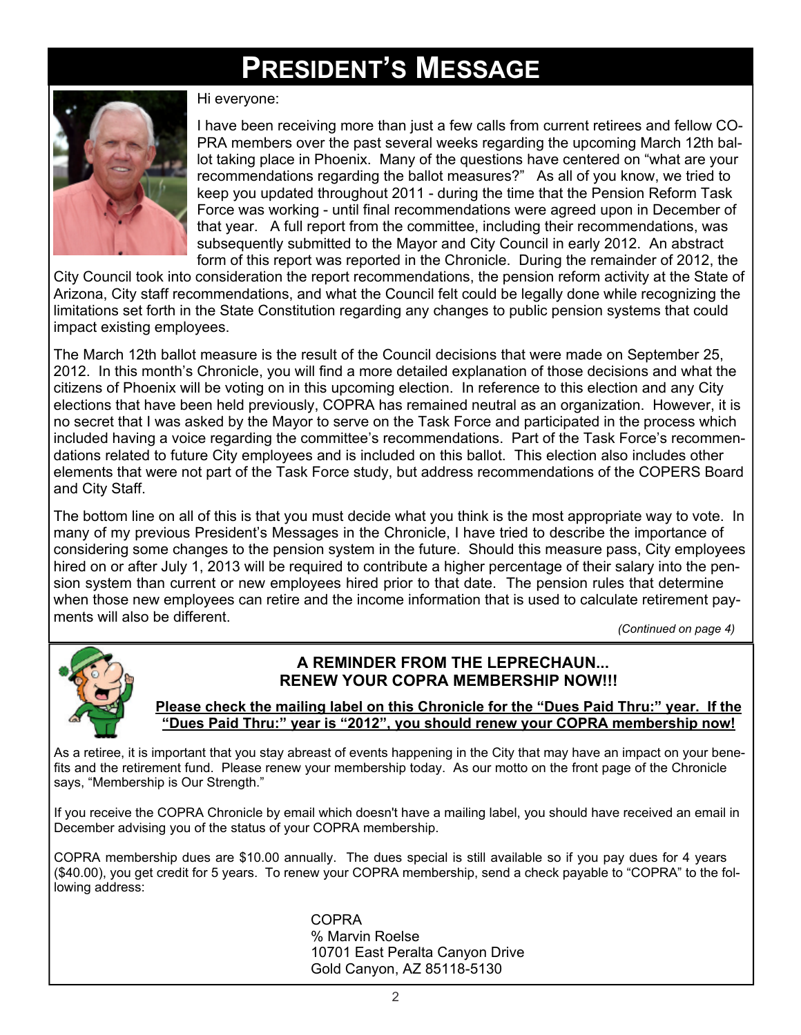# President's Message

Hi everyone:

I have been receiving more than just a few calls from current retirees and fellow COPRA members over the past several weeks regarding the upcoming March 12th ballot taking place in Phoenix. Many of the questions have centered on "what are your recommendations regarding the ballot measures?" As all of you know, we tried to keep you updated throughout 2011 - during the time that the Pension Reform Task Force was working - until final recommendations were agreed upon in December of that year. A full report from the committee, including their recommendations, was subsequently submitted to the Mayor and City Council in early 2012. An abstract form of this report was reported in the Chronicle. During the remainder of 2012, the City Council took into consideration the report recommendations, the pension reform activity at the State of Arizona, City staff recommendations, and what the Council felt could be legally done while recognizing the limitations set forth in the State Constitution regarding any changes to public pension systems that could impact existing employees.

The March 12th ballot measure is the result of the Council decisions that were made on September 25, 2012. In this month's Chronicle, you will find a more detailed explanation of those decisions and what the citizens of Phoenix will be voting on in this upcoming election. In reference to this election and any City elections that have been held previously, COPRA has remained neutral as an organization. However, it is no secret that I was asked by the Mayor to serve on the Task Force and participated in the process which included having a voice regarding the committee's recommendations. Part of the Task Force's recommendations related to future City employees and is included on this ballot. This election also includes other elements that were not part of the Task Force study, but address recommendations of the COPERS Board and City Staff.

The bottom line on all of this is that you must decide what you think is the most appropriate way to vote. In many of my previous President's Messages in the Chronicle, I have tried to describe the importance of considering some changes to the pension system in the future. Should this measure pass, City employees hired on or after July 1, 2013 will be required to contribute a higher percentage of their salary into the pension system than current or new employees hired prior to that date. The pension rules that determine when those new employees can retire and the income information that is used to calculate retirement payments will also be different.

*(Continued on page 4)*

---

### A REMINDER FROM THE LEPRECHAUN... RENEW YOUR COPRA MEMBERSHIP NOW!!!

**Please check the mailing label on this Chronicle for the "Dues Paid Thru:" year. If the "Dues Paid Thru:" year is "2012", you should renew your COPRA membership now!**

As a retiree, it is important that you stay abreast of events happening in the City that may have an impact on your benefits and the retirement fund. Please renew your membership today. As our motto on the front page of the Chronicle says, "Membership is Our Strength."

If you receive the COPRA Chronicle by email which doesn't have a mailing label, you should have received an email in December advising you of the status of your COPRA membership.

COPRA membership dues are $10.00 annually. The dues special is still available so if you pay dues for 4 years ($40.00), you get credit for 5 years. To renew your COPRA membership, send a check payable to "COPRA" to the following address:

COPRA
% Marvin Roelse
10701 East Peralta Canyon Drive
Gold Canyon, AZ 85118-5130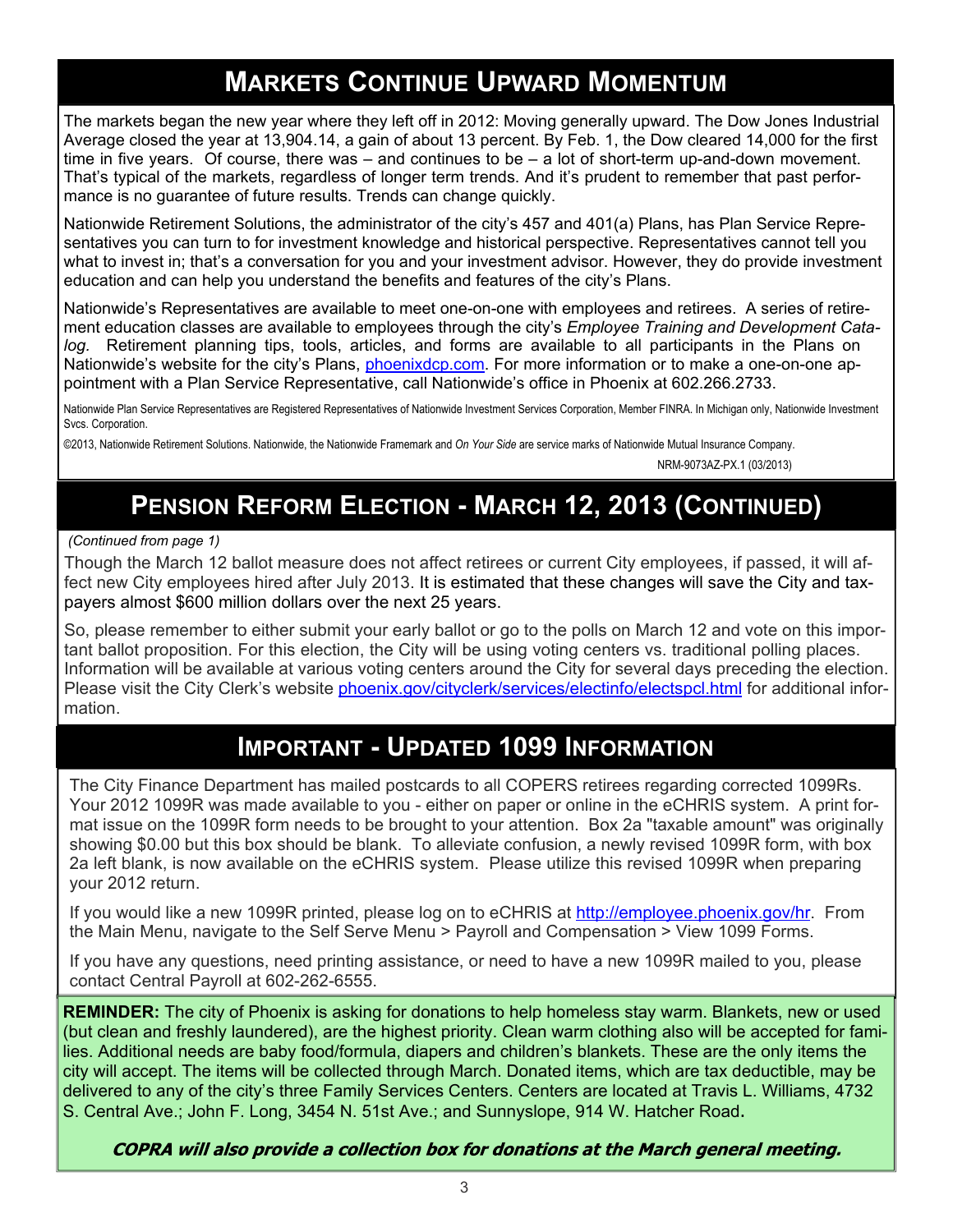## Markets Continue Upward Momentum

The markets began the new year where they left off in 2012: Moving generally upward. The Dow Jones Industrial Average closed the year at 13,904.14, a gain of about 13 percent. By Feb. 1, the Dow cleared 14,000 for the first time in five years. Of course, there was – and continues to be – a lot of short-term up-and-down movement. That's typical of the markets, regardless of longer term trends. And it's prudent to remember that past performance is no guarantee of future results. Trends can change quickly.

Nationwide Retirement Solutions, the administrator of the city's 457 and 401(a) Plans, has Plan Service Representatives you can turn to for investment knowledge and historical perspective. Representatives cannot tell you what to invest in; that's a conversation for you and your investment advisor. However, they do provide investment education and can help you understand the benefits and features of the city's Plans.

Nationwide's Representatives are available to meet one-on-one with employees and retirees. A series of retirement education classes are available to employees through the city's *Employee Training and Development Catalog.* Retirement planning tips, tools, articles, and forms are available to all participants in the Plans on Nationwide's website for the city's Plans, phoenixdcp.com. For more information or to make a one-on-one appointment with a Plan Service Representative, call Nationwide's office in Phoenix at 602.266.2733.

Nationwide Plan Service Representatives are Registered Representatives of Nationwide Investment Services Corporation, Member FINRA. In Michigan only, Nationwide Investment Svcs. Corporation.

©2013, Nationwide Retirement Solutions. Nationwide, the Nationwide Framemark and *On Your Side* are service marks of Nationwide Mutual Insurance Company.

NRM-9073AZ-PX.1 (03/2013)

## Pension Reform Election - March 12, 2013 (Continued)

*(Continued from page 1)*

Though the March 12 ballot measure does not affect retirees or current City employees, if passed, it will affect new City employees hired after July 2013. It is estimated that these changes will save the City and taxpayers almost $600 million dollars over the next 25 years.

So, please remember to either submit your early ballot or go to the polls on March 12 and vote on this important ballot proposition. For this election, the City will be using voting centers vs. traditional polling places. Information will be available at various voting centers around the City for several days preceding the election. Please visit the City Clerk's website phoenix.gov/cityclerk/services/electinfo/electspcl.html for additional information.

## Important - Updated 1099 Information

The City Finance Department has mailed postcards to all COPERS retirees regarding corrected 1099Rs. Your 2012 1099R was made available to you - either on paper or online in the eCHRIS system. A print format issue on the 1099R form needs to be brought to your attention. Box 2a "taxable amount" was originally showing $0.00 but this box should be blank. To alleviate confusion, a newly revised 1099R form, with box 2a left blank, is now available on the eCHRIS system. Please utilize this revised 1099R when preparing your 2012 return.

If you would like a new 1099R printed, please log on to eCHRIS at http://employee.phoenix.gov/hr. From the Main Menu, navigate to the Self Serve Menu > Payroll and Compensation > View 1099 Forms.

If you have any questions, need printing assistance, or need to have a new 1099R mailed to you, please contact Central Payroll at 602-262-6555.

**REMINDER:** The city of Phoenix is asking for donations to help homeless stay warm. Blankets, new or used (but clean and freshly laundered), are the highest priority. Clean warm clothing also will be accepted for families. Additional needs are baby food/formula, diapers and children's blankets. These are the only items the city will accept. The items will be collected through March. Donated items, which are tax deductible, may be delivered to any of the city's three Family Services Centers. Centers are located at Travis L. Williams, 4732 S. Central Ave.; John F. Long, 3454 N. 51st Ave.; and Sunnyslope, 914 W. Hatcher Road.

***COPRA will also provide a collection box for donations at the March general meeting.***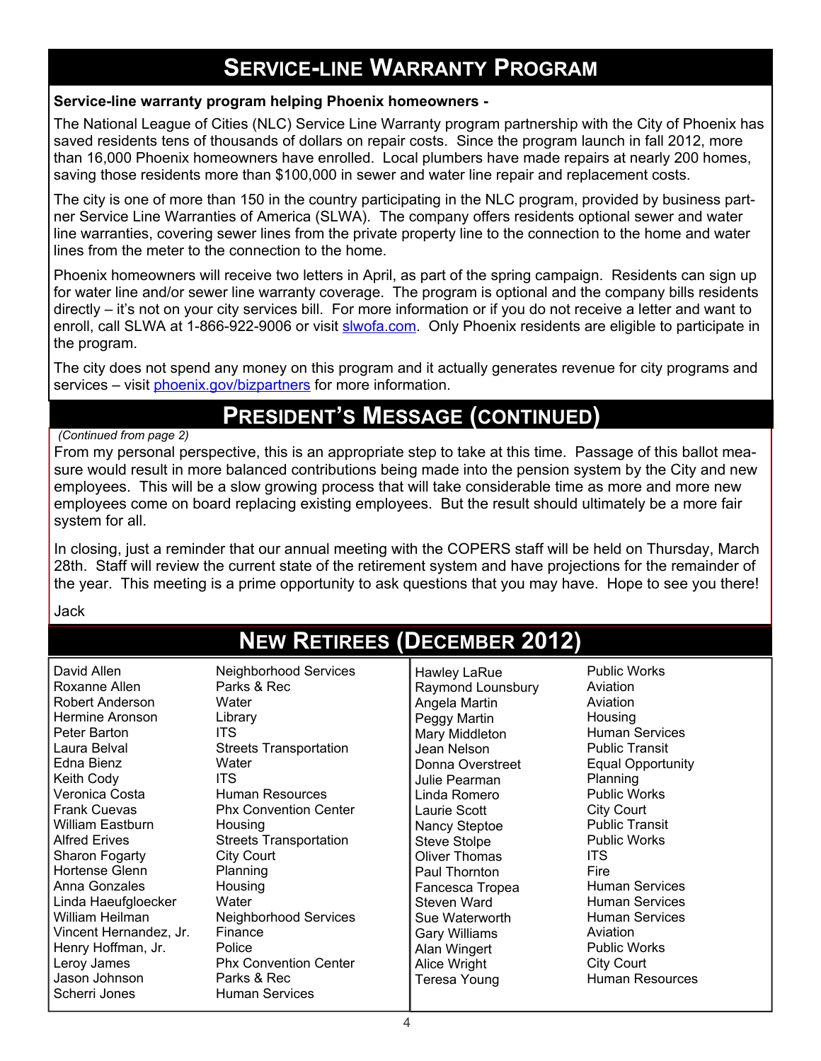## Service-line Warranty Program

**Service-line warranty program helping Phoenix homeowners -**

The National League of Cities (NLC) Service Line Warranty program partnership with the City of Phoenix has saved residents tens of thousands of dollars on repair costs. Since the program launch in fall 2012, more than 16,000 Phoenix homeowners have enrolled. Local plumbers have made repairs at nearly 200 homes, saving those residents more than $100,000 in sewer and water line repair and replacement costs.

The city is one of more than 150 in the country participating in the NLC program, provided by business partner Service Line Warranties of America (SLWA). The company offers residents optional sewer and water line warranties, covering sewer lines from the private property line to the connection to the home and water lines from the meter to the connection to the home.

Phoenix homeowners will receive two letters in April, as part of the spring campaign. Residents can sign up for water line and/or sewer line warranty coverage. The program is optional and the company bills residents directly – it's not on your city services bill. For more information or if you do not receive a letter and want to enroll, call SLWA at 1-866-922-9006 or visit slwofa.com. Only Phoenix residents are eligible to participate in the program.

The city does not spend any money on this program and it actually generates revenue for city programs and services – visit phoenix.gov/bizpartners for more information.

## President's Message (continued)

*(Continued from page 2)*

From my personal perspective, this is an appropriate step to take at this time. Passage of this ballot measure would result in more balanced contributions being made into the pension system by the City and new employees. This will be a slow growing process that will take considerable time as more and more new employees come on board replacing existing employees. But the result should ultimately be a more fair system for all.

In closing, just a reminder that our annual meeting with the COPERS staff will be held on Thursday, March 28th. Staff will review the current state of the retirement system and have projections for the remainder of the year. This meeting is a prime opportunity to ask questions that you may have. Hope to see you there!

Jack

## New Retirees (December 2012)

| Name | Department |
|---|---|
| David Allen | Neighborhood Services |
| Roxanne Allen | Parks & Rec |
| Robert Anderson | Water |
| Hermine Aronson | Library |
| Peter Barton | ITS |
| Laura Belval | Streets Transportation |
| Edna Bienz | Water |
| Keith Cody | ITS |
| Veronica Costa | Human Resources |
| Frank Cuevas | Phx Convention Center |
| William Eastburn | Housing |
| Alfred Erives | Streets Transportation |
| Sharon Fogarty | City Court |
| Hortense Glenn | Planning |
| Anna Gonzales | Housing |
| Linda Haeufgloecker | Water |
| William Heilman | Neighborhood Services |
| Vincent Hernandez, Jr. | Finance |
| Henry Hoffman, Jr. | Police |
| Leroy James | Phx Convention Center |
| Jason Johnson | Parks & Rec |
| Scherri Jones | Human Services |
| Hawley LaRue | Public Works |
| Raymond Lounsbury | Aviation |
| Angela Martin | Aviation |
| Peggy Martin | Housing |
| Mary Middleton | Human Services |
| Jean Nelson | Public Transit |
| Donna Overstreet | Equal Opportunity |
| Julie Pearman | Planning |
| Linda Romero | Public Works |
| Laurie Scott | City Court |
| Nancy Steptoe | Public Transit |
| Steve Stolpe | Public Works |
| Oliver Thomas | ITS |
| Paul Thornton | Fire |
| Fancesca Tropea | Human Services |
| Steven Ward | Human Services |
| Sue Waterworth | Human Services |
| Gary Williams | Aviation |
| Alan Wingert | Public Works |
| Alice Wright | City Court |
| Teresa Young | Human Resources |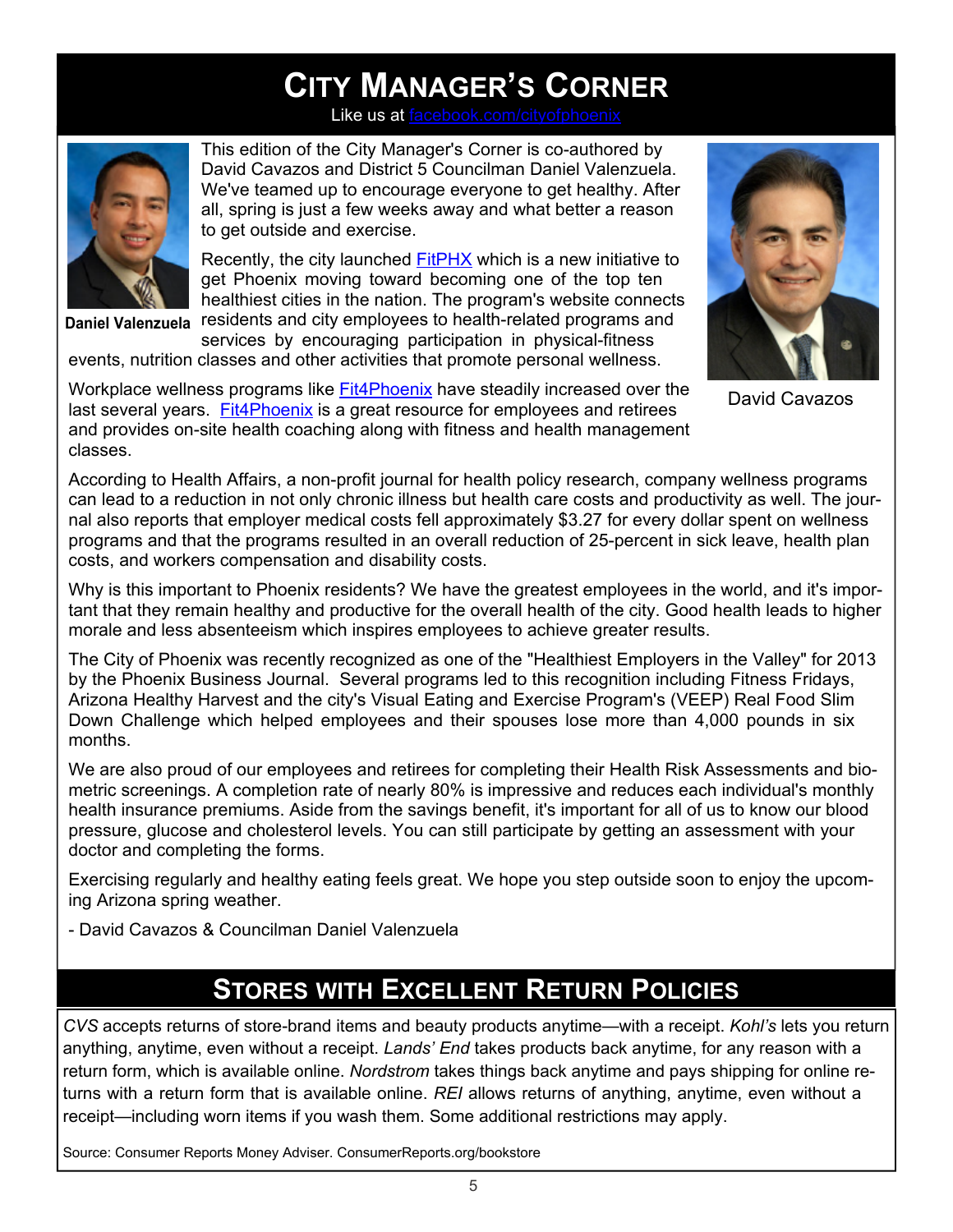# City Manager's Corner

Like us at [facebook.com/cityofphoenix](facebook.com/cityofphoenix)

This edition of the City Manager's Corner is co-authored by David Cavazos and District 5 Councilman Daniel Valenzuela. We've teamed up to encourage everyone to get healthy. After all, spring is just a few weeks away and what better a reason to get outside and exercise.

Daniel Valenzuela

David Cavazos

Recently, the city launched [FitPHX](FitPHX) which is a new initiative to get Phoenix moving toward becoming one of the top ten healthiest cities in the nation. The program's website connects residents and city employees to health-related programs and services by encouraging participation in physical-fitness events, nutrition classes and other activities that promote personal wellness.

Workplace wellness programs like [Fit4Phoenix](Fit4Phoenix) have steadily increased over the last several years. [Fit4Phoenix](Fit4Phoenix) is a great resource for employees and retirees and provides on-site health coaching along with fitness and health management classes.

According to Health Affairs, a non-profit journal for health policy research, company wellness programs can lead to a reduction in not only chronic illness but health care costs and productivity as well. The journal also reports that employer medical costs fell approximately $3.27 for every dollar spent on wellness programs and that the programs resulted in an overall reduction of 25-percent in sick leave, health plan costs, and workers compensation and disability costs.

Why is this important to Phoenix residents? We have the greatest employees in the world, and it's important that they remain healthy and productive for the overall health of the city. Good health leads to higher morale and less absenteeism which inspires employees to achieve greater results.

The City of Phoenix was recently recognized as one of the "Healthiest Employers in the Valley" for 2013 by the Phoenix Business Journal. Several programs led to this recognition including Fitness Fridays, Arizona Healthy Harvest and the city's Visual Eating and Exercise Program's (VEEP) Real Food Slim Down Challenge which helped employees and their spouses lose more than 4,000 pounds in six months.

We are also proud of our employees and retirees for completing their Health Risk Assessments and biometric screenings. A completion rate of nearly 80% is impressive and reduces each individual's monthly health insurance premiums. Aside from the savings benefit, it's important for all of us to know our blood pressure, glucose and cholesterol levels. You can still participate by getting an assessment with your doctor and completing the forms.

Exercising regularly and healthy eating feels great. We hope you step outside soon to enjoy the upcoming Arizona spring weather.

- David Cavazos & Councilman Daniel Valenzuela

# Stores with Excellent Return Policies

*CVS* accepts returns of store-brand items and beauty products anytime—with a receipt. *Kohl's* lets you return anything, anytime, even without a receipt. *Lands' End* takes products back anytime, for any reason with a return form, which is available online. *Nordstrom* takes things back anytime and pays shipping for online returns with a return form that is available online. *REI* allows returns of anything, anytime, even without a receipt—including worn items if you wash them. Some additional restrictions may apply.

Source: Consumer Reports Money Adviser. ConsumerReports.org/bookstore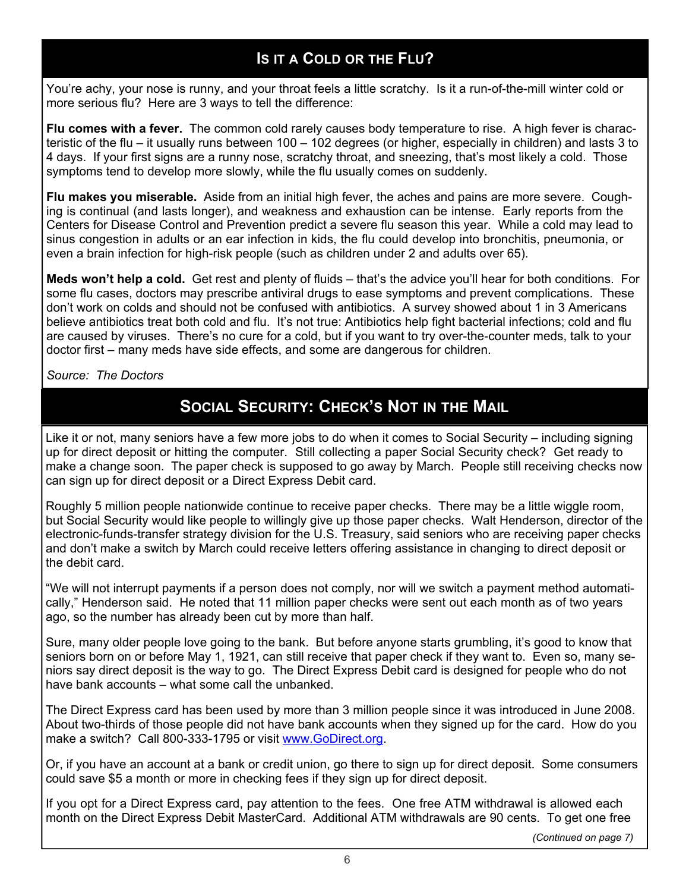## Is it a Cold or the Flu?

You're achy, your nose is runny, and your throat feels a little scratchy. Is it a run-of-the-mill winter cold or more serious flu? Here are 3 ways to tell the difference:

**Flu comes with a fever.** The common cold rarely causes body temperature to rise. A high fever is characteristic of the flu – it usually runs between 100 – 102 degrees (or higher, especially in children) and lasts 3 to 4 days. If your first signs are a runny nose, scratchy throat, and sneezing, that's most likely a cold. Those symptoms tend to develop more slowly, while the flu usually comes on suddenly.

**Flu makes you miserable.** Aside from an initial high fever, the aches and pains are more severe. Coughing is continual (and lasts longer), and weakness and exhaustion can be intense. Early reports from the Centers for Disease Control and Prevention predict a severe flu season this year. While a cold may lead to sinus congestion in adults or an ear infection in kids, the flu could develop into bronchitis, pneumonia, or even a brain infection for high-risk people (such as children under 2 and adults over 65).

**Meds won't help a cold.** Get rest and plenty of fluids – that's the advice you'll hear for both conditions. For some flu cases, doctors may prescribe antiviral drugs to ease symptoms and prevent complications. These don't work on colds and should not be confused with antibiotics. A survey showed about 1 in 3 Americans believe antibiotics treat both cold and flu. It's not true: Antibiotics help fight bacterial infections; cold and flu are caused by viruses. There's no cure for a cold, but if you want to try over-the-counter meds, talk to your doctor first – many meds have side effects, and some are dangerous for children.

*Source: The Doctors*

## Social Security: Check's Not in the Mail

Like it or not, many seniors have a few more jobs to do when it comes to Social Security – including signing up for direct deposit or hitting the computer. Still collecting a paper Social Security check? Get ready to make a change soon. The paper check is supposed to go away by March. People still receiving checks now can sign up for direct deposit or a Direct Express Debit card.

Roughly 5 million people nationwide continue to receive paper checks. There may be a little wiggle room, but Social Security would like people to willingly give up those paper checks. Walt Henderson, director of the electronic-funds-transfer strategy division for the U.S. Treasury, said seniors who are receiving paper checks and don't make a switch by March could receive letters offering assistance in changing to direct deposit or the debit card.

"We will not interrupt payments if a person does not comply, nor will we switch a payment method automatically," Henderson said. He noted that 11 million paper checks were sent out each month as of two years ago, so the number has already been cut by more than half.

Sure, many older people love going to the bank. But before anyone starts grumbling, it's good to know that seniors born on or before May 1, 1921, can still receive that paper check if they want to. Even so, many seniors say direct deposit is the way to go. The Direct Express Debit card is designed for people who do not have bank accounts – what some call the unbanked.

The Direct Express card has been used by more than 3 million people since it was introduced in June 2008. About two-thirds of those people did not have bank accounts when they signed up for the card. How do you make a switch? Call 800-333-1795 or visit [www.GoDirect.org](http://www.GoDirect.org).

Or, if you have an account at a bank or credit union, go there to sign up for direct deposit. Some consumers could save $5 a month or more in checking fees if they sign up for direct deposit.

If you opt for a Direct Express card, pay attention to the fees. One free ATM withdrawal is allowed each month on the Direct Express Debit MasterCard. Additional ATM withdrawals are 90 cents. To get one free

*(Continued on page 7)*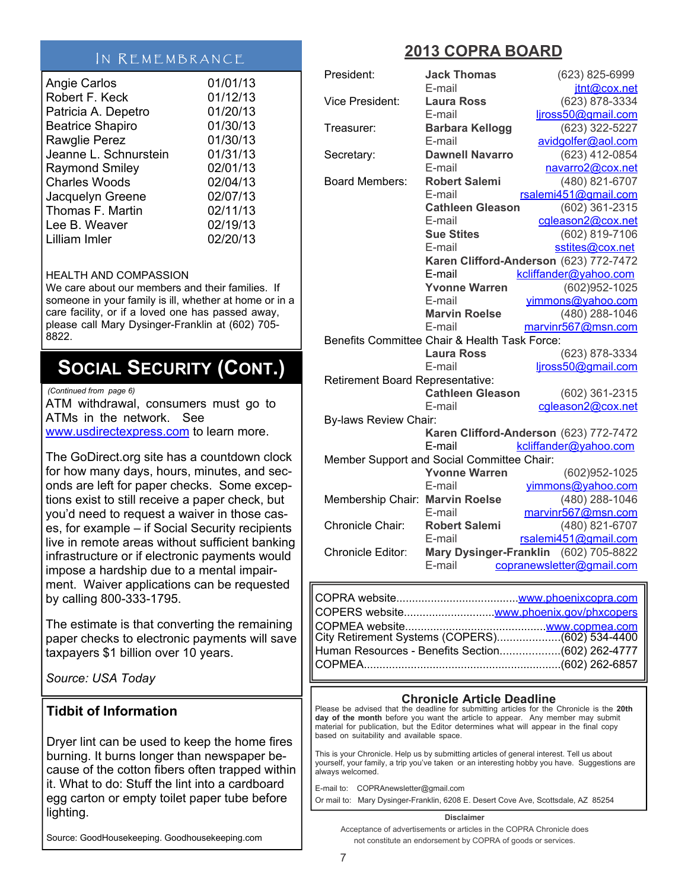## In Remembrance

| | |
|---|---|
| Angie Carlos | 01/01/13 |
| Robert F. Keck | 01/12/13 |
| Patricia A. Depetro | 01/20/13 |
| Beatrice Shapiro | 01/30/13 |
| Rawglie Perez | 01/30/13 |
| Jeanne L. Schnurstein | 01/31/13 |
| Raymond Smiley | 02/01/13 |
| Charles Woods | 02/04/13 |
| Jacquelyn Greene | 02/07/13 |
| Thomas F. Martin | 02/11/13 |
| Lee B. Weaver | 02/19/13 |
| Lilliam Imler | 02/20/13 |

HEALTH AND COMPASSION

We care about our members and their families. If someone in your family is ill, whether at home or in a care facility, or if a loved one has passed away, please call Mary Dysinger-Franklin at (602) 705-8822.

## Social Security (Cont.)

*(Continued from page 6)*

ATM withdrawal, consumers must go to ATMs in the network. See www.usdirectexpress.com to learn more.

The GoDirect.org site has a countdown clock for how many days, hours, minutes, and seconds are left for paper checks. Some exceptions exist to still receive a paper check, but you'd need to request a waiver in those cases, for example – if Social Security recipients live in remote areas without sufficient banking infrastructure or if electronic payments would impose a hardship due to a mental impairment. Waiver applications can be requested by calling 800-333-1795.

The estimate is that converting the remaining paper checks to electronic payments will save taxpayers $1 billion over 10 years.

*Source: USA Today*

### Tidbit of Information

Dryer lint can be used to keep the home fires burning. It burns longer than newspaper because of the cotton fibers often trapped within it. What to do: Stuff the lint into a cardboard egg carton or empty toilet paper tube before lighting.

Source: GoodHousekeeping. Goodhousekeeping.com

## 2013 COPRA BOARD

| | | |
|---|---|---|
| President: | **Jack Thomas** | (623) 825-6999 |
| | E-mail | jtnt@cox.net |
| Vice President: | **Laura Ross** | (623) 878-3334 |
| | E-mail | ljross50@gmail.com |
| Treasurer: | **Barbara Kellogg** | (623) 322-5227 |
| | E-mail | avidgolfer@aol.com |
| Secretary: | **Dawnell Navarro** | (623) 412-0854 |
| | E-mail | navarro2@cox.net |
| Board Members: | **Robert Salemi** | (480) 821-6707 |
| | E-mail | rsalemi451@gmail.com |
| | **Cathleen Gleason** | (602) 361-2315 |
| | E-mail | cgleason2@cox.net |
| | **Sue Stites** | (602) 819-7106 |
| | E-mail | sstites@cox.net |
| | **Karen Clifford-Anderson** | (623) 772-7472 |
| | E-mail | kcliffander@yahoo.com |
| | **Yvonne Warren** | (602)952-1025 |
| | E-mail | yimmons@yahoo.com |
| | **Marvin Roelse** | (480) 288-1046 |
| | E-mail | marvinr567@msn.com |
| Benefits Committee Chair & Health Task Force: | | |
| | **Laura Ross** | (623) 878-3334 |
| | E-mail | ljross50@gmail.com |
| Retirement Board Representative: | | |
| | **Cathleen Gleason** | (602) 361-2315 |
| | E-mail | cgleason2@cox.net |
| By-laws Review Chair: | | |
| | **Karen Clifford-Anderson** | (623) 772-7472 |
| | E-mail | kcliffander@yahoo.com |
| Member Support and Social Committee Chair: | | |
| | **Yvonne Warren** | (602)952-1025 |
| | E-mail | yimmons@yahoo.com |
| Membership Chair: | **Marvin Roelse** | (480) 288-1046 |
| | E-mail | marvinr567@msn.com |
| Chronicle Chair: | **Robert Salemi** | (480) 821-6707 |
| | E-mail | rsalemi451@gmail.com |
| Chronicle Editor: | **Mary Dysinger-Franklin** | (602) 705-8822 |
| | E-mail | copranewsletter@gmail.com |

COPRA website....................................www.phoenixcopra.com
COPERS website............................www.phoenix.gov/phxcopers
COPMEA website.........................................www.copmea.com
City Retirement Systems (COPERS)....................(602) 534-4400
Human Resources - Benefits Section...................(602) 262-4777
COPMEA..............................................................(602) 262-6857

### Chronicle Article Deadline

Please be advised that the deadline for submitting articles for the Chronicle is the **20th day of the month** before you want the article to appear. Any member may submit material for publication, but the Editor determines what will appear in the final copy based on suitability and available space.

This is your Chronicle. Help us by submitting articles of general interest. Tell us about yourself, your family, a trip you've taken or an interesting hobby you have. Suggestions are always welcomed.

E-mail to: COPRAnewsletter@gmail.com

Or mail to: Mary Dysinger-Franklin, 6208 E. Desert Cove Ave, Scottsdale, AZ 85254

**Disclaimer**

Acceptance of advertisements or articles in the COPRA Chronicle does not constitute an endorsement by COPRA of goods or services.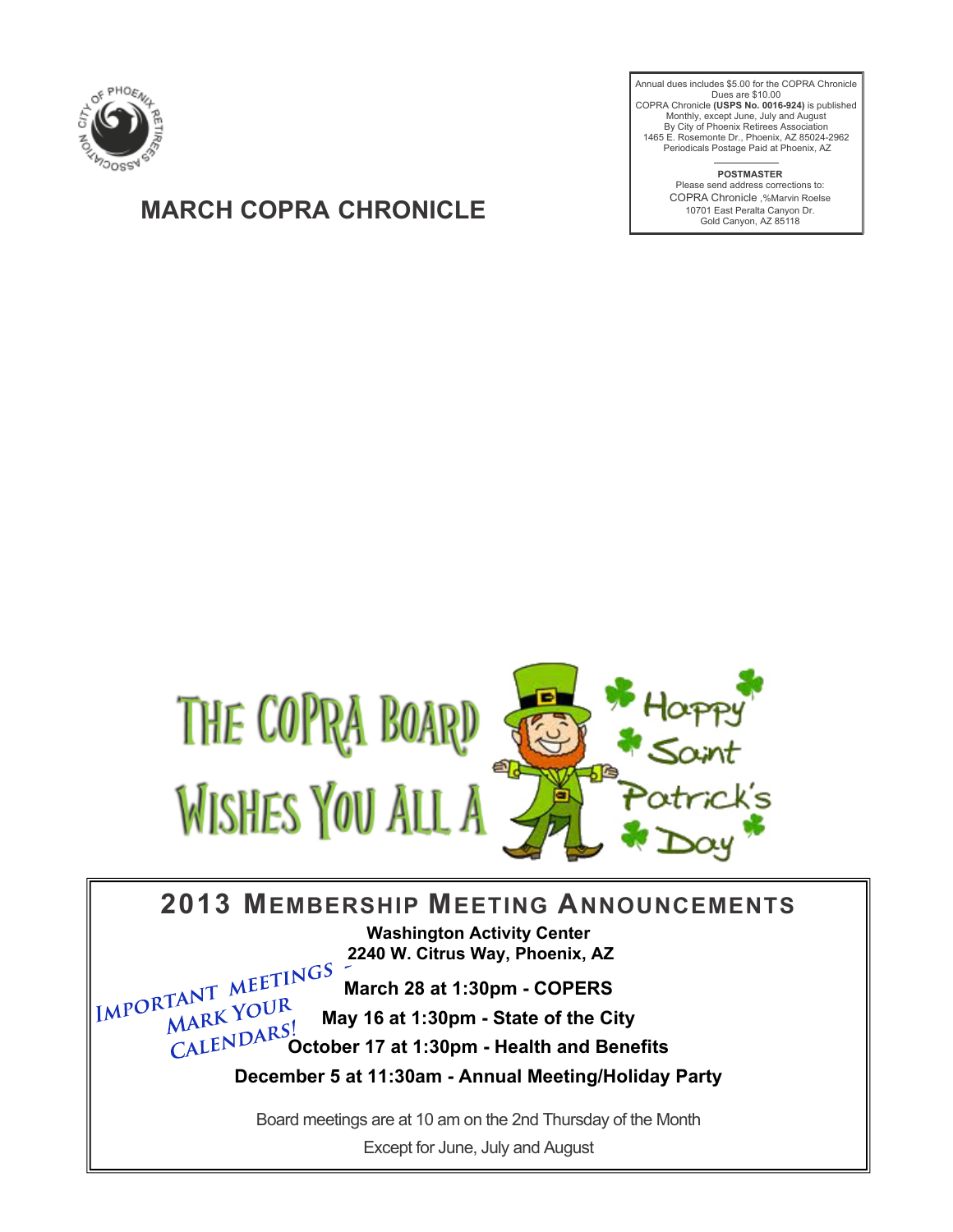# MARCH COPRA CHRONICLE

Annual dues includes $5.00 for the COPRA Chronicle
Dues are $10.00
COPRA Chronicle **(USPS No. 0016-924)** is published
Monthly, except June, July and August
By City of Phoenix Retirees Association
1465 E. Rosemonte Dr., Phoenix, AZ 85024-2962
Periodicals Postage Paid at Phoenix, AZ

**POSTMASTER**
Please send address corrections to:
COPRA Chronicle ,%Marvin Roelse
10701 East Peralta Canyon Dr.
Gold Canyon, AZ 85118

THE COPRA BOARD WISHES YOU ALL A Happy Saint Patrick's Day

## 2013 MEMBERSHIP MEETING ANNOUNCEMENTS

**Washington Activity Center**
**2240 W. Citrus Way, Phoenix, AZ**

*IMPORTANT MEETINGS - MARK YOUR CALENDARS!*

**March 28 at 1:30pm - COPERS**

**May 16 at 1:30pm - State of the City**

**October 17 at 1:30pm - Health and Benefits**

**December 5 at 11:30am - Annual Meeting/Holiday Party**

Board meetings are at 10 am on the 2nd Thursday of the Month
Except for June, July and August